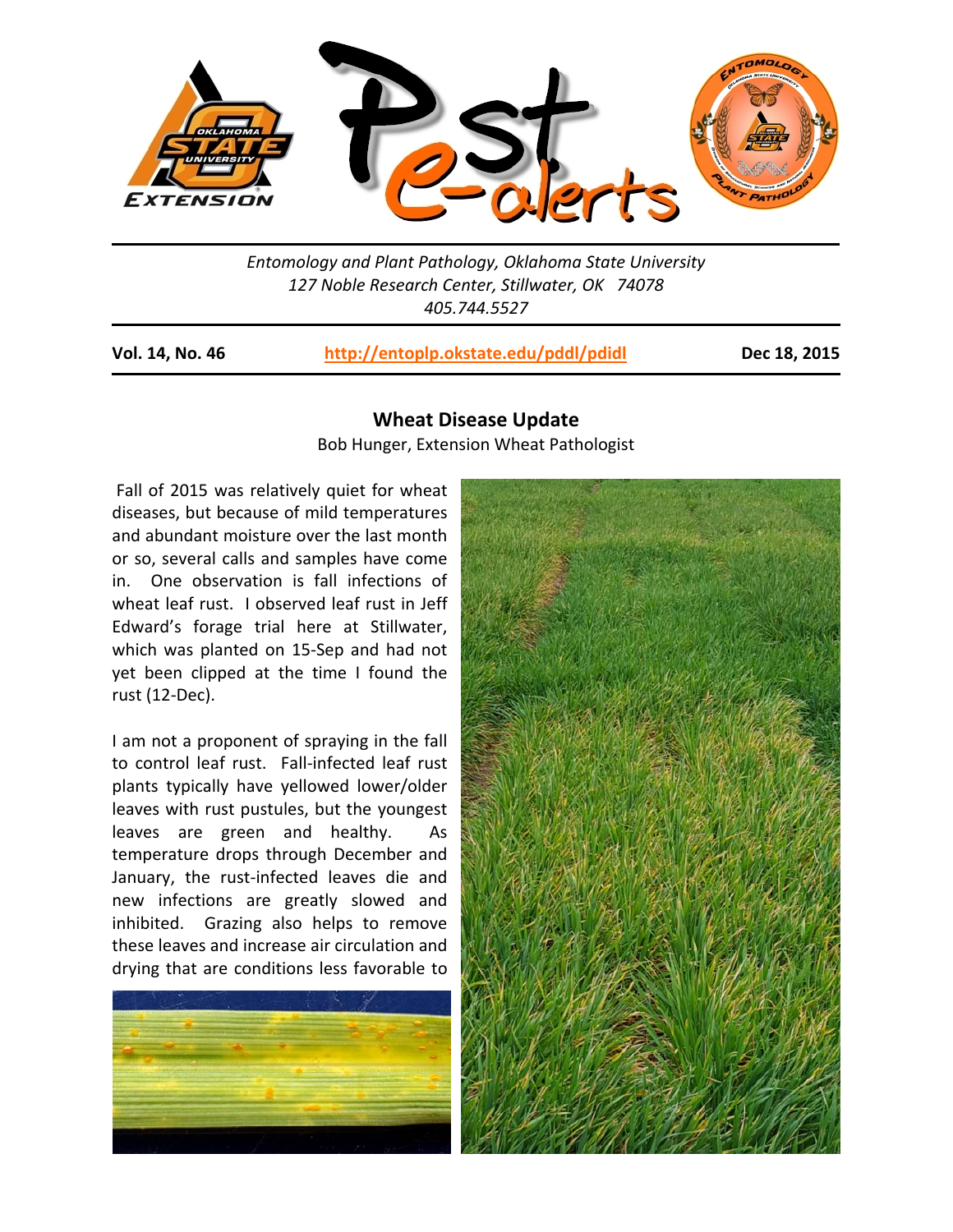*Entomology and Plant Pathology, Oklahoma State University*
*127 Noble Research Center, Stillwater, OK 74078*
*405.744.5527*

**Vol. 14, No. 46** **http://entoplp.okstate.edu/pddl/pdidl** **Dec 18, 2015**

## Wheat Disease Update

Bob Hunger, Extension Wheat Pathologist

Fall of 2015 was relatively quiet for wheat diseases, but because of mild temperatures and abundant moisture over the last month or so, several calls and samples have come in. One observation is fall infections of wheat leaf rust. I observed leaf rust in Jeff Edward's forage trial here at Stillwater, which was planted on 15-Sep and had not yet been clipped at the time I found the rust (12-Dec).

I am not a proponent of spraying in the fall to control leaf rust. Fall-infected leaf rust plants typically have yellowed lower/older leaves with rust pustules, but the youngest leaves are green and healthy. As temperature drops through December and January, the rust-infected leaves die and new infections are greatly slowed and inhibited. Grazing also helps to remove these leaves and increase air circulation and drying that are conditions less favorable to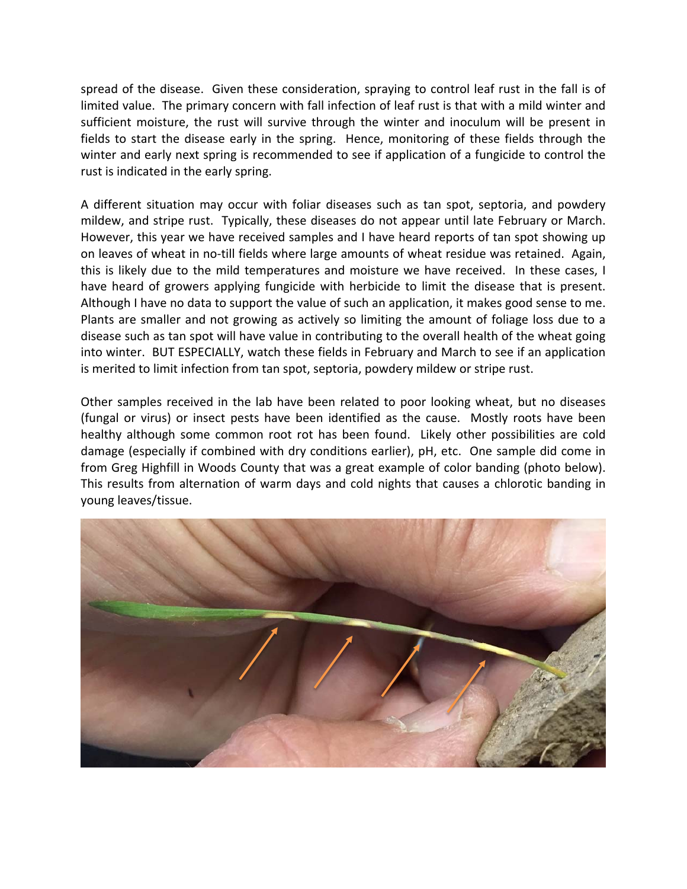spread of the disease. Given these consideration, spraying to control leaf rust in the fall is of limited value. The primary concern with fall infection of leaf rust is that with a mild winter and sufficient moisture, the rust will survive through the winter and inoculum will be present in fields to start the disease early in the spring. Hence, monitoring of these fields through the winter and early next spring is recommended to see if application of a fungicide to control the rust is indicated in the early spring.

A different situation may occur with foliar diseases such as tan spot, septoria, and powdery mildew, and stripe rust. Typically, these diseases do not appear until late February or March. However, this year we have received samples and I have heard reports of tan spot showing up on leaves of wheat in no-till fields where large amounts of wheat residue was retained. Again, this is likely due to the mild temperatures and moisture we have received. In these cases, I have heard of growers applying fungicide with herbicide to limit the disease that is present. Although I have no data to support the value of such an application, it makes good sense to me. Plants are smaller and not growing as actively so limiting the amount of foliage loss due to a disease such as tan spot will have value in contributing to the overall health of the wheat going into winter. BUT ESPECIALLY, watch these fields in February and March to see if an application is merited to limit infection from tan spot, septoria, powdery mildew or stripe rust.

Other samples received in the lab have been related to poor looking wheat, but no diseases (fungal or virus) or insect pests have been identified as the cause. Mostly roots have been healthy although some common root rot has been found. Likely other possibilities are cold damage (especially if combined with dry conditions earlier), pH, etc. One sample did come in from Greg Highfill in Woods County that was a great example of color banding (photo below). This results from alternation of warm days and cold nights that causes a chlorotic banding in young leaves/tissue.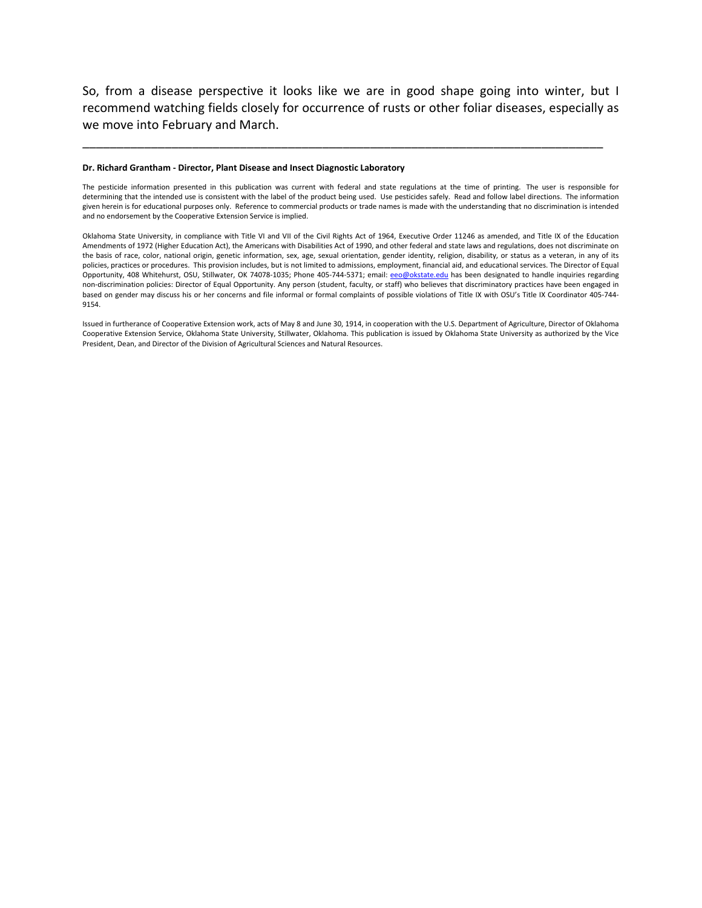So, from a disease perspective it looks like we are in good shape going into winter, but I recommend watching fields closely for occurrence of rusts or other foliar diseases, especially as we move into February and March.

---

**Dr. Richard Grantham - Director, Plant Disease and Insect Diagnostic Laboratory**

The pesticide information presented in this publication was current with federal and state regulations at the time of printing. The user is responsible for determining that the intended use is consistent with the label of the product being used. Use pesticides safely. Read and follow label directions. The information given herein is for educational purposes only. Reference to commercial products or trade names is made with the understanding that no discrimination is intended and no endorsement by the Cooperative Extension Service is implied.

Oklahoma State University, in compliance with Title VI and VII of the Civil Rights Act of 1964, Executive Order 11246 as amended, and Title IX of the Education Amendments of 1972 (Higher Education Act), the Americans with Disabilities Act of 1990, and other federal and state laws and regulations, does not discriminate on the basis of race, color, national origin, genetic information, sex, age, sexual orientation, gender identity, religion, disability, or status as a veteran, in any of its policies, practices or procedures. This provision includes, but is not limited to admissions, employment, financial aid, and educational services. The Director of Equal Opportunity, 408 Whitehurst, OSU, Stillwater, OK 74078-1035; Phone 405-744-5371; email: eeo@okstate.edu has been designated to handle inquiries regarding non-discrimination policies: Director of Equal Opportunity. Any person (student, faculty, or staff) who believes that discriminatory practices have been engaged in based on gender may discuss his or her concerns and file informal or formal complaints of possible violations of Title IX with OSU's Title IX Coordinator 405-744-9154.

Issued in furtherance of Cooperative Extension work, acts of May 8 and June 30, 1914, in cooperation with the U.S. Department of Agriculture, Director of Oklahoma Cooperative Extension Service, Oklahoma State University, Stillwater, Oklahoma. This publication is issued by Oklahoma State University as authorized by the Vice President, Dean, and Director of the Division of Agricultural Sciences and Natural Resources.